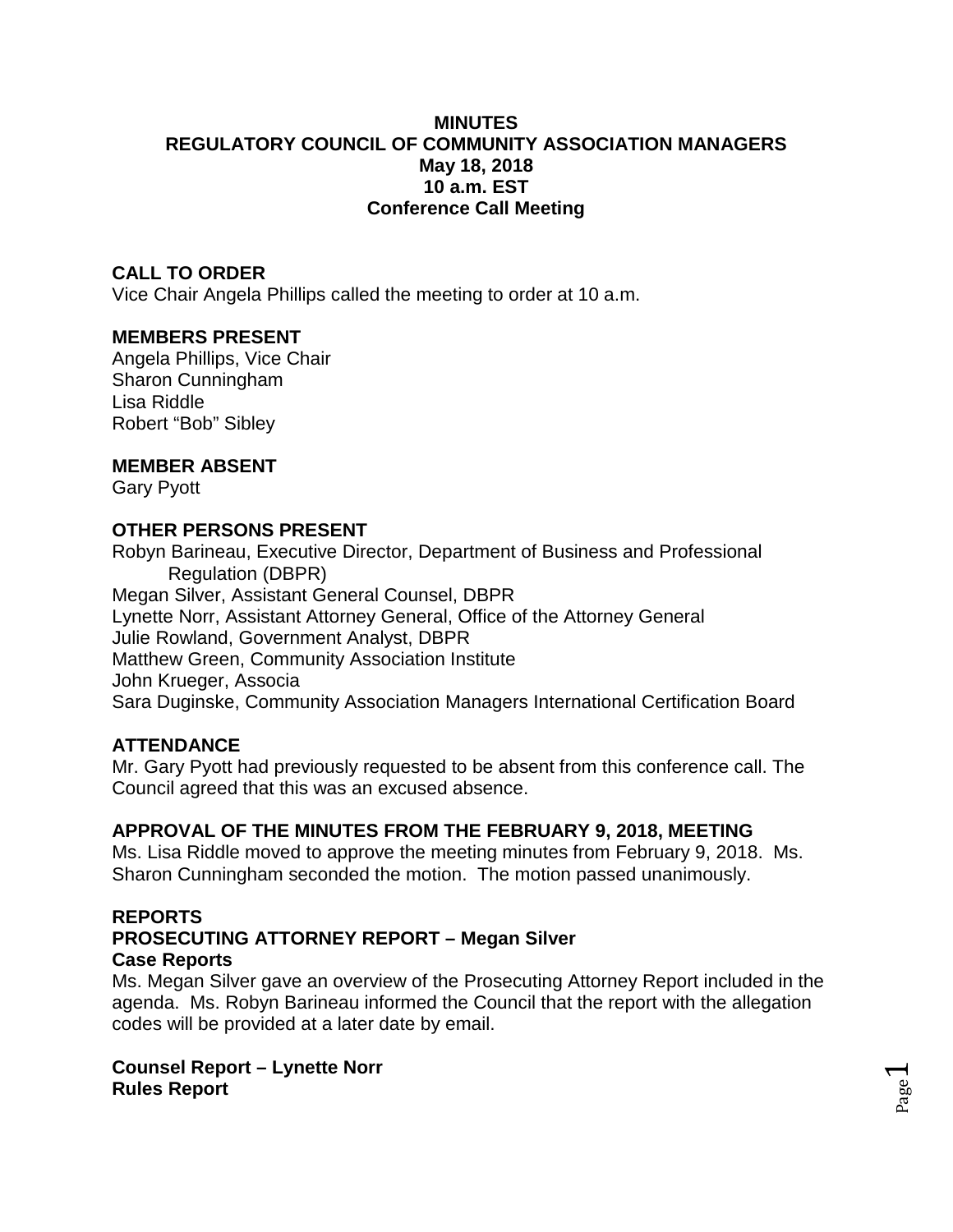# MINUTES
# REGULATORY COUNCIL OF COMMUNITY ASSOCIATION MANAGERS
## May 18, 2018
## 10 a.m. EST
## Conference Call Meeting

### CALL TO ORDER

Vice Chair Angela Phillips called the meeting to order at 10 a.m.

### MEMBERS PRESENT

Angela Phillips, Vice Chair
Sharon Cunningham
Lisa Riddle
Robert "Bob" Sibley

### MEMBER ABSENT

Gary Pyott

### OTHER PERSONS PRESENT

Robyn Barineau, Executive Director, Department of Business and Professional Regulation (DBPR)
Megan Silver, Assistant General Counsel, DBPR
Lynette Norr, Assistant Attorney General, Office of the Attorney General
Julie Rowland, Government Analyst, DBPR
Matthew Green, Community Association Institute
John Krueger, Associa
Sara Duginske, Community Association Managers International Certification Board

### ATTENDANCE

Mr. Gary Pyott had previously requested to be absent from this conference call. The Council agreed that this was an excused absence.

### APPROVAL OF THE MINUTES FROM THE FEBRUARY 9, 2018, MEETING

Ms. Lisa Riddle moved to approve the meeting minutes from February 9, 2018. Ms. Sharon Cunningham seconded the motion. The motion passed unanimously.

### REPORTS

### PROSECUTING ATTORNEY REPORT – Megan Silver

**Case Reports**

Ms. Megan Silver gave an overview of the Prosecuting Attorney Report included in the agenda. Ms. Robyn Barineau informed the Council that the report with the allegation codes will be provided at a later date by email.

**Counsel Report – Lynette Norr**

**Rules Report**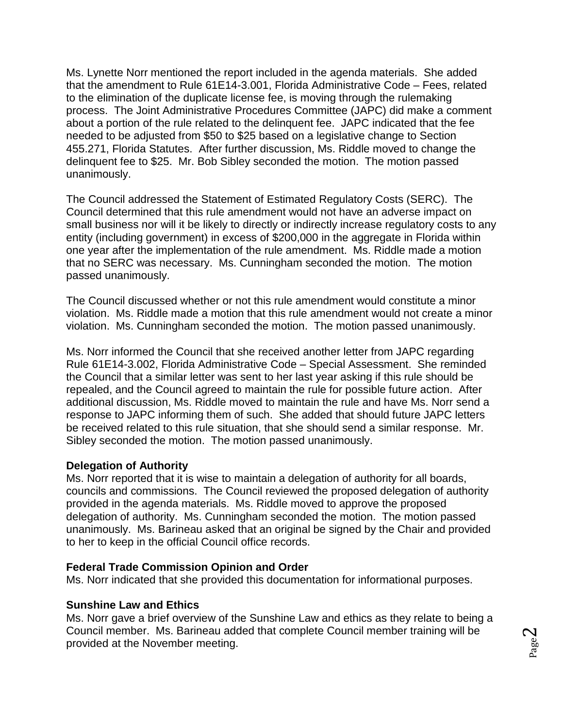Ms. Lynette Norr mentioned the report included in the agenda materials. She added that the amendment to Rule 61E14-3.001, Florida Administrative Code – Fees, related to the elimination of the duplicate license fee, is moving through the rulemaking process. The Joint Administrative Procedures Committee (JAPC) did make a comment about a portion of the rule related to the delinquent fee. JAPC indicated that the fee needed to be adjusted from $50 to $25 based on a legislative change to Section 455.271, Florida Statutes. After further discussion, Ms. Riddle moved to change the delinquent fee to $25. Mr. Bob Sibley seconded the motion. The motion passed unanimously.

The Council addressed the Statement of Estimated Regulatory Costs (SERC). The Council determined that this rule amendment would not have an adverse impact on small business nor will it be likely to directly or indirectly increase regulatory costs to any entity (including government) in excess of $200,000 in the aggregate in Florida within one year after the implementation of the rule amendment. Ms. Riddle made a motion that no SERC was necessary. Ms. Cunningham seconded the motion. The motion passed unanimously.

The Council discussed whether or not this rule amendment would constitute a minor violation. Ms. Riddle made a motion that this rule amendment would not create a minor violation. Ms. Cunningham seconded the motion. The motion passed unanimously.

Ms. Norr informed the Council that she received another letter from JAPC regarding Rule 61E14-3.002, Florida Administrative Code – Special Assessment. She reminded the Council that a similar letter was sent to her last year asking if this rule should be repealed, and the Council agreed to maintain the rule for possible future action. After additional discussion, Ms. Riddle moved to maintain the rule and have Ms. Norr send a response to JAPC informing them of such. She added that should future JAPC letters be received related to this rule situation, that she should send a similar response. Mr. Sibley seconded the motion. The motion passed unanimously.

**Delegation of Authority**
Ms. Norr reported that it is wise to maintain a delegation of authority for all boards, councils and commissions. The Council reviewed the proposed delegation of authority provided in the agenda materials. Ms. Riddle moved to approve the proposed delegation of authority. Ms. Cunningham seconded the motion. The motion passed unanimously. Ms. Barineau asked that an original be signed by the Chair and provided to her to keep in the official Council office records.

**Federal Trade Commission Opinion and Order**
Ms. Norr indicated that she provided this documentation for informational purposes.

**Sunshine Law and Ethics**
Ms. Norr gave a brief overview of the Sunshine Law and ethics as they relate to being a Council member. Ms. Barineau added that complete Council member training will be provided at the November meeting.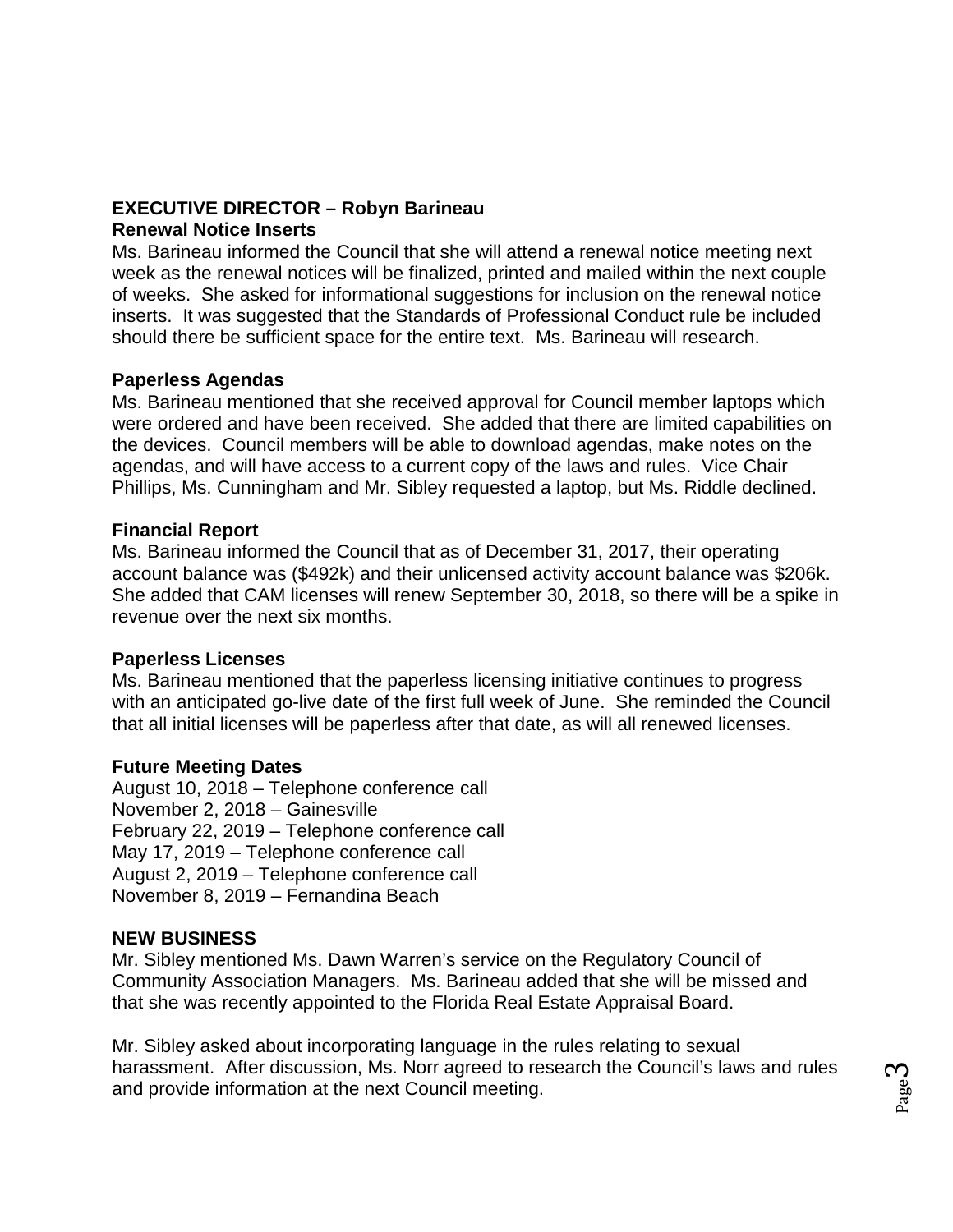**EXECUTIVE DIRECTOR – Robyn Barineau**

**Renewal Notice Inserts**

Ms. Barineau informed the Council that she will attend a renewal notice meeting next week as the renewal notices will be finalized, printed and mailed within the next couple of weeks. She asked for informational suggestions for inclusion on the renewal notice inserts. It was suggested that the Standards of Professional Conduct rule be included should there be sufficient space for the entire text. Ms. Barineau will research.

**Paperless Agendas**

Ms. Barineau mentioned that she received approval for Council member laptops which were ordered and have been received. She added that there are limited capabilities on the devices. Council members will be able to download agendas, make notes on the agendas, and will have access to a current copy of the laws and rules. Vice Chair Phillips, Ms. Cunningham and Mr. Sibley requested a laptop, but Ms. Riddle declined.

**Financial Report**

Ms. Barineau informed the Council that as of December 31, 2017, their operating account balance was ($492k) and their unlicensed activity account balance was $206k. She added that CAM licenses will renew September 30, 2018, so there will be a spike in revenue over the next six months.

**Paperless Licenses**

Ms. Barineau mentioned that the paperless licensing initiative continues to progress with an anticipated go-live date of the first full week of June. She reminded the Council that all initial licenses will be paperless after that date, as will all renewed licenses.

**Future Meeting Dates**

August 10, 2018 – Telephone conference call  
November 2, 2018 – Gainesville  
February 22, 2019 – Telephone conference call  
May 17, 2019 – Telephone conference call  
August 2, 2019 – Telephone conference call  
November 8, 2019 – Fernandina Beach

**NEW BUSINESS**

Mr. Sibley mentioned Ms. Dawn Warren's service on the Regulatory Council of Community Association Managers. Ms. Barineau added that she will be missed and that she was recently appointed to the Florida Real Estate Appraisal Board.

Mr. Sibley asked about incorporating language in the rules relating to sexual harassment. After discussion, Ms. Norr agreed to research the Council's laws and rules and provide information at the next Council meeting.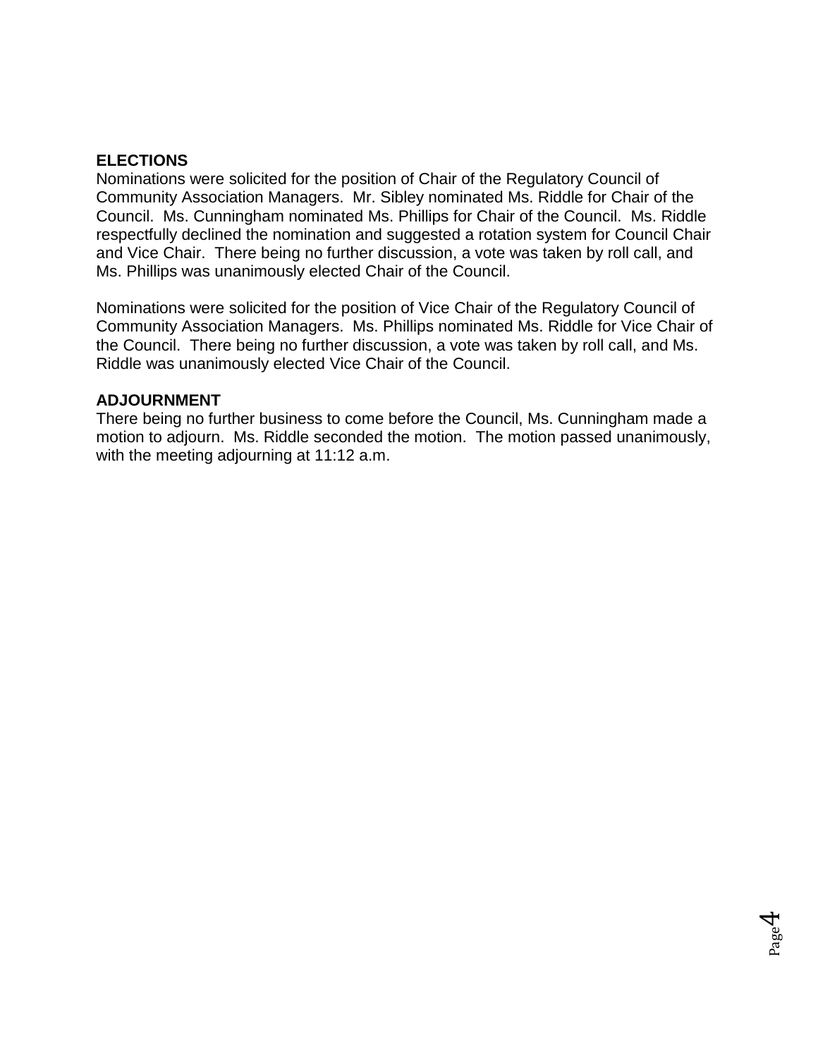**ELECTIONS**
Nominations were solicited for the position of Chair of the Regulatory Council of Community Association Managers. Mr. Sibley nominated Ms. Riddle for Chair of the Council. Ms. Cunningham nominated Ms. Phillips for Chair of the Council. Ms. Riddle respectfully declined the nomination and suggested a rotation system for Council Chair and Vice Chair. There being no further discussion, a vote was taken by roll call, and Ms. Phillips was unanimously elected Chair of the Council.

Nominations were solicited for the position of Vice Chair of the Regulatory Council of Community Association Managers. Ms. Phillips nominated Ms. Riddle for Vice Chair of the Council. There being no further discussion, a vote was taken by roll call, and Ms. Riddle was unanimously elected Vice Chair of the Council.

**ADJOURNMENT**
There being no further business to come before the Council, Ms. Cunningham made a motion to adjourn. Ms. Riddle seconded the motion. The motion passed unanimously, with the meeting adjourning at 11:12 a.m.